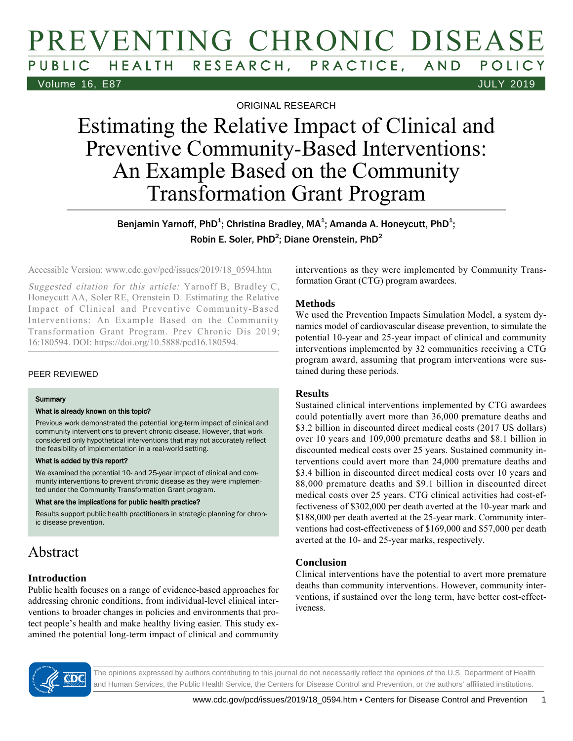ORIGINAL RESEARCH

# Estimating the Relative Impact of Clinical and Preventive Community-Based Interventions: An Example Based on the Community Transformation Grant Program

Benjamin Yarnoff, PhD[1]; Christina Bradley, MA[1]; Amanda A. Honeycutt, PhD[1]; Robin E. Soler, PhD[2]; Diane Orenstein, PhD[2]

Accessible Version: www.cdc.gov/pcd/issues/2019/18_0594.htm

*Suggested citation for this article:* Yarnoff B, Bradley C, Honeycutt AA, Soler RE, Orenstein D. Estimating the Relative Impact of Clinical and Preventive Community-Based Interventions: An Example Based on the Community Transformation Grant Program. Prev Chronic Dis 2019; 16:180594. DOI: https://doi.org/10.5888/pcd16.180594.

PEER REVIEWED

**Summary**

**What is already known on this topic?**

Previous work demonstrated the potential long-term impact of clinical and community interventions to prevent chronic disease. However, that work considered only hypothetical interventions that may not accurately reflect the feasibility of implementation in a real-world setting.

**What is added by this report?**

We examined the potential 10- and 25-year impact of clinical and community interventions to prevent chronic disease as they were implemented under the Community Transformation Grant program.

**What are the implications for public health practice?**

Results support public health practitioners in strategic planning for chronic disease prevention.

## Abstract

### Introduction

Public health focuses on a range of evidence-based approaches for addressing chronic conditions, from individual-level clinical interventions to broader changes in policies and environments that protect people's health and make healthy living easier. This study examined the potential long-term impact of clinical and community interventions as they were implemented by Community Transformation Grant (CTG) program awardees.

### Methods

We used the Prevention Impacts Simulation Model, a system dynamics model of cardiovascular disease prevention, to simulate the potential 10-year and 25-year impact of clinical and community interventions implemented by 32 communities receiving a CTG program award, assuming that program interventions were sustained during these periods.

### Results

Sustained clinical interventions implemented by CTG awardees could potentially avert more than 36,000 premature deaths and $3.2 billion in discounted direct medical costs (2017 US dollars) over 10 years and 109,000 premature deaths and $8.1 billion in discounted medical costs over 25 years. Sustained community interventions could avert more than 24,000 premature deaths and $3.4 billion in discounted direct medical costs over 10 years and 88,000 premature deaths and $9.1 billion in discounted direct medical costs over 25 years. CTG clinical activities had cost-effectiveness of $302,000 per death averted at the 10-year mark and $188,000 per death averted at the 25-year mark. Community interventions had cost-effectiveness of $169,000 and $57,000 per death averted at the 10- and 25-year marks, respectively.

### Conclusion

Clinical interventions have the potential to avert more premature deaths than community interventions. However, community interventions, if sustained over the long term, have better cost-effectiveness.

The opinions expressed by authors contributing to this journal do not necessarily reflect the opinions of the U.S. Department of Health and Human Services, the Public Health Service, the Centers for Disease Control and Prevention, or the authors' affiliated institutions.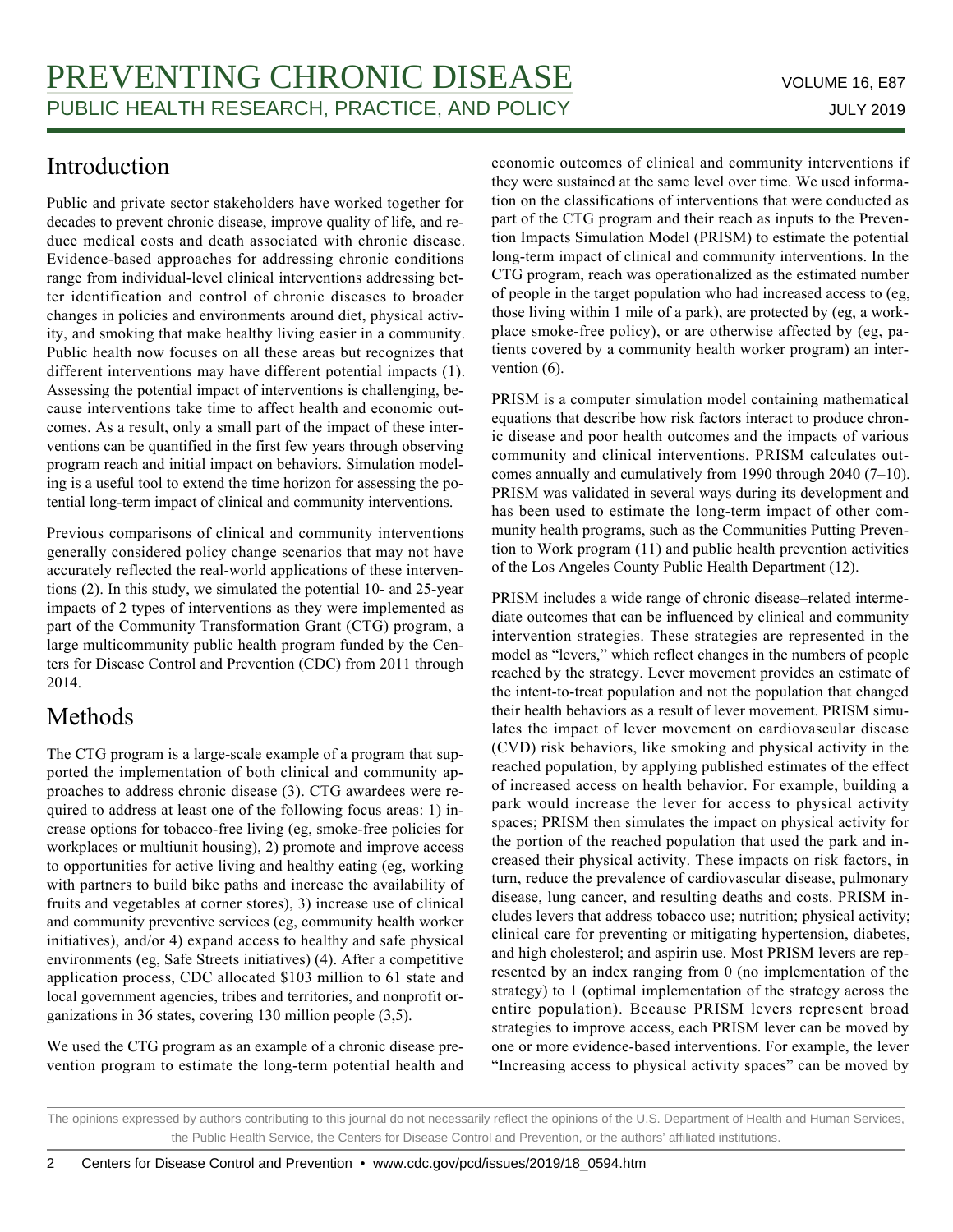## Introduction

Public and private sector stakeholders have worked together for decades to prevent chronic disease, improve quality of life, and reduce medical costs and death associated with chronic disease. Evidence-based approaches for addressing chronic conditions range from individual-level clinical interventions addressing better identification and control of chronic diseases to broader changes in policies and environments around diet, physical activity, and smoking that make healthy living easier in a community. Public health now focuses on all these areas but recognizes that different interventions may have different potential impacts (1). Assessing the potential impact of interventions is challenging, because interventions take time to affect health and economic outcomes. As a result, only a small part of the impact of these interventions can be quantified in the first few years through observing program reach and initial impact on behaviors. Simulation modeling is a useful tool to extend the time horizon for assessing the potential long-term impact of clinical and community interventions.

Previous comparisons of clinical and community interventions generally considered policy change scenarios that may not have accurately reflected the real-world applications of these interventions (2). In this study, we simulated the potential 10- and 25-year impacts of 2 types of interventions as they were implemented as part of the Community Transformation Grant (CTG) program, a large multicommunity public health program funded by the Centers for Disease Control and Prevention (CDC) from 2011 through 2014.

## Methods

The CTG program is a large-scale example of a program that supported the implementation of both clinical and community approaches to address chronic disease (3). CTG awardees were required to address at least one of the following focus areas: 1) increase options for tobacco-free living (eg, smoke-free policies for workplaces or multiunit housing), 2) promote and improve access to opportunities for active living and healthy eating (eg, working with partners to build bike paths and increase the availability of fruits and vegetables at corner stores), 3) increase use of clinical and community preventive services (eg, community health worker initiatives), and/or 4) expand access to healthy and safe physical environments (eg, Safe Streets initiatives) (4). After a competitive application process, CDC allocated $103 million to 61 state and local government agencies, tribes and territories, and nonprofit organizations in 36 states, covering 130 million people (3,5).

We used the CTG program as an example of a chronic disease prevention program to estimate the long-term potential health and economic outcomes of clinical and community interventions if they were sustained at the same level over time. We used information on the classifications of interventions that were conducted as part of the CTG program and their reach as inputs to the Prevention Impacts Simulation Model (PRISM) to estimate the potential long-term impact of clinical and community interventions. In the CTG program, reach was operationalized as the estimated number of people in the target population who had increased access to (eg, those living within 1 mile of a park), are protected by (eg, a workplace smoke-free policy), or are otherwise affected by (eg, patients covered by a community health worker program) an intervention (6).

PRISM is a computer simulation model containing mathematical equations that describe how risk factors interact to produce chronic disease and poor health outcomes and the impacts of various community and clinical interventions. PRISM calculates outcomes annually and cumulatively from 1990 through 2040 (7–10). PRISM was validated in several ways during its development and has been used to estimate the long-term impact of other community health programs, such as the Communities Putting Prevention to Work program (11) and public health prevention activities of the Los Angeles County Public Health Department (12).

PRISM includes a wide range of chronic disease–related intermediate outcomes that can be influenced by clinical and community intervention strategies. These strategies are represented in the model as "levers," which reflect changes in the numbers of people reached by the strategy. Lever movement provides an estimate of the intent-to-treat population and not the population that changed their health behaviors as a result of lever movement. PRISM simulates the impact of lever movement on cardiovascular disease (CVD) risk behaviors, like smoking and physical activity in the reached population, by applying published estimates of the effect of increased access on health behavior. For example, building a park would increase the lever for access to physical activity spaces; PRISM then simulates the impact on physical activity for the portion of the reached population that used the park and increased their physical activity. These impacts on risk factors, in turn, reduce the prevalence of cardiovascular disease, pulmonary disease, lung cancer, and resulting deaths and costs. PRISM includes levers that address tobacco use; nutrition; physical activity; clinical care for preventing or mitigating hypertension, diabetes, and high cholesterol; and aspirin use. Most PRISM levers are represented by an index ranging from 0 (no implementation of the strategy) to 1 (optimal implementation of the strategy across the entire population). Because PRISM levers represent broad strategies to improve access, each PRISM lever can be moved by one or more evidence-based interventions. For example, the lever "Increasing access to physical activity spaces" can be moved by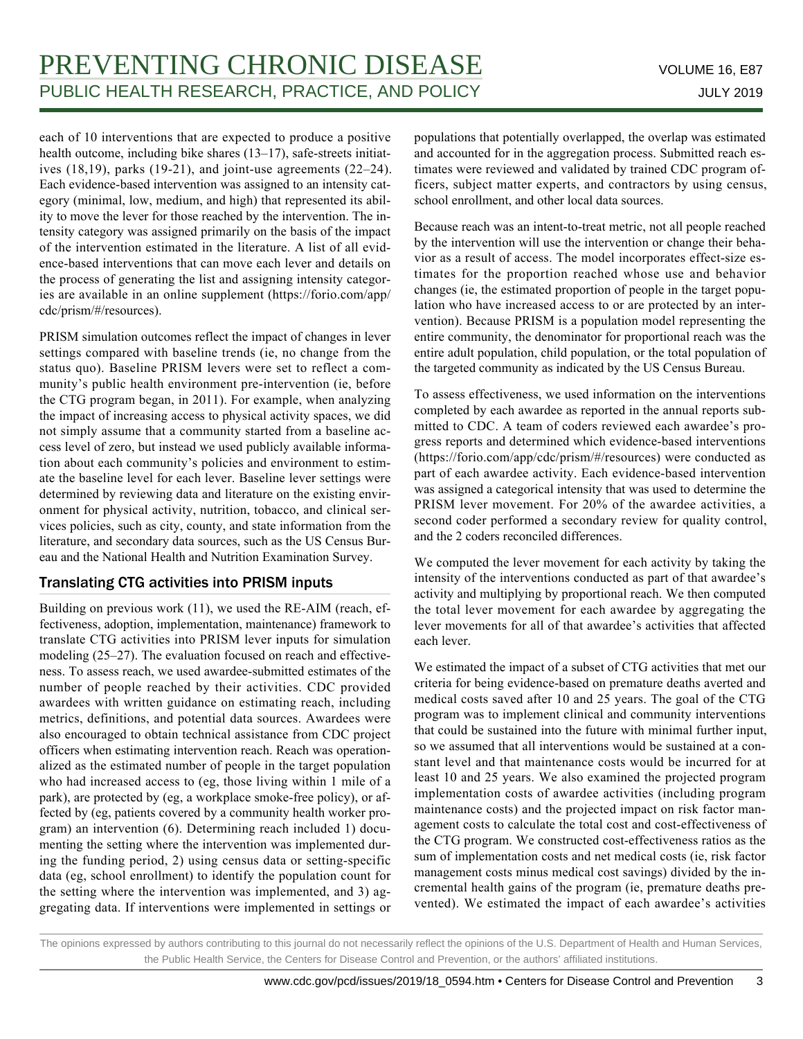each of 10 interventions that are expected to produce a positive health outcome, including bike shares (13–17), safe-streets initiatives (18,19), parks (19-21), and joint-use agreements (22–24). Each evidence-based intervention was assigned to an intensity category (minimal, low, medium, and high) that represented its ability to move the lever for those reached by the intervention. The intensity category was assigned primarily on the basis of the impact of the intervention estimated in the literature. A list of all evidence-based interventions that can move each lever and details on the process of generating the list and assigning intensity categories are available in an online supplement (https://forio.com/app/cdc/prism/#/resources).

PRISM simulation outcomes reflect the impact of changes in lever settings compared with baseline trends (ie, no change from the status quo). Baseline PRISM levers were set to reflect a community's public health environment pre-intervention (ie, before the CTG program began, in 2011). For example, when analyzing the impact of increasing access to physical activity spaces, we did not simply assume that a community started from a baseline access level of zero, but instead we used publicly available information about each community's policies and environment to estimate the baseline level for each lever. Baseline lever settings were determined by reviewing data and literature on the existing environment for physical activity, nutrition, tobacco, and clinical services policies, such as city, county, and state information from the literature, and secondary data sources, such as the US Census Bureau and the National Health and Nutrition Examination Survey.

## Translating CTG activities into PRISM inputs

Building on previous work (11), we used the RE-AIM (reach, effectiveness, adoption, implementation, maintenance) framework to translate CTG activities into PRISM lever inputs for simulation modeling (25–27). The evaluation focused on reach and effectiveness. To assess reach, we used awardee-submitted estimates of the number of people reached by their activities. CDC provided awardees with written guidance on estimating reach, including metrics, definitions, and potential data sources. Awardees were also encouraged to obtain technical assistance from CDC project officers when estimating intervention reach. Reach was operationalized as the estimated number of people in the target population who had increased access to (eg, those living within 1 mile of a park), are protected by (eg, a workplace smoke-free policy), or affected by (eg, patients covered by a community health worker program) an intervention (6). Determining reach included 1) documenting the setting where the intervention was implemented during the funding period, 2) using census data or setting-specific data (eg, school enrollment) to identify the population count for the setting where the intervention was implemented, and 3) aggregating data. If interventions were implemented in settings or populations that potentially overlapped, the overlap was estimated and accounted for in the aggregation process. Submitted reach estimates were reviewed and validated by trained CDC program officers, subject matter experts, and contractors by using census, school enrollment, and other local data sources.

Because reach was an intent-to-treat metric, not all people reached by the intervention will use the intervention or change their behavior as a result of access. The model incorporates effect-size estimates for the proportion reached whose use and behavior changes (ie, the estimated proportion of people in the target population who have increased access to or are protected by an intervention). Because PRISM is a population model representing the entire community, the denominator for proportional reach was the entire adult population, child population, or the total population of the targeted community as indicated by the US Census Bureau.

To assess effectiveness, we used information on the interventions completed by each awardee as reported in the annual reports submitted to CDC. A team of coders reviewed each awardee's progress reports and determined which evidence-based interventions (https://forio.com/app/cdc/prism/#/resources) were conducted as part of each awardee activity. Each evidence-based intervention was assigned a categorical intensity that was used to determine the PRISM lever movement. For 20% of the awardee activities, a second coder performed a secondary review for quality control, and the 2 coders reconciled differences.

We computed the lever movement for each activity by taking the intensity of the interventions conducted as part of that awardee's activity and multiplying by proportional reach. We then computed the total lever movement for each awardee by aggregating the lever movements for all of that awardee's activities that affected each lever.

We estimated the impact of a subset of CTG activities that met our criteria for being evidence-based on premature deaths averted and medical costs saved after 10 and 25 years. The goal of the CTG program was to implement clinical and community interventions that could be sustained into the future with minimal further input, so we assumed that all interventions would be sustained at a constant level and that maintenance costs would be incurred for at least 10 and 25 years. We also examined the projected program implementation costs of awardee activities (including program maintenance costs) and the projected impact on risk factor management costs to calculate the total cost and cost-effectiveness of the CTG program. We constructed cost-effectiveness ratios as the sum of implementation costs and net medical costs (ie, risk factor management costs minus medical cost savings) divided by the incremental health gains of the program (ie, premature deaths prevented). We estimated the impact of each awardee's activities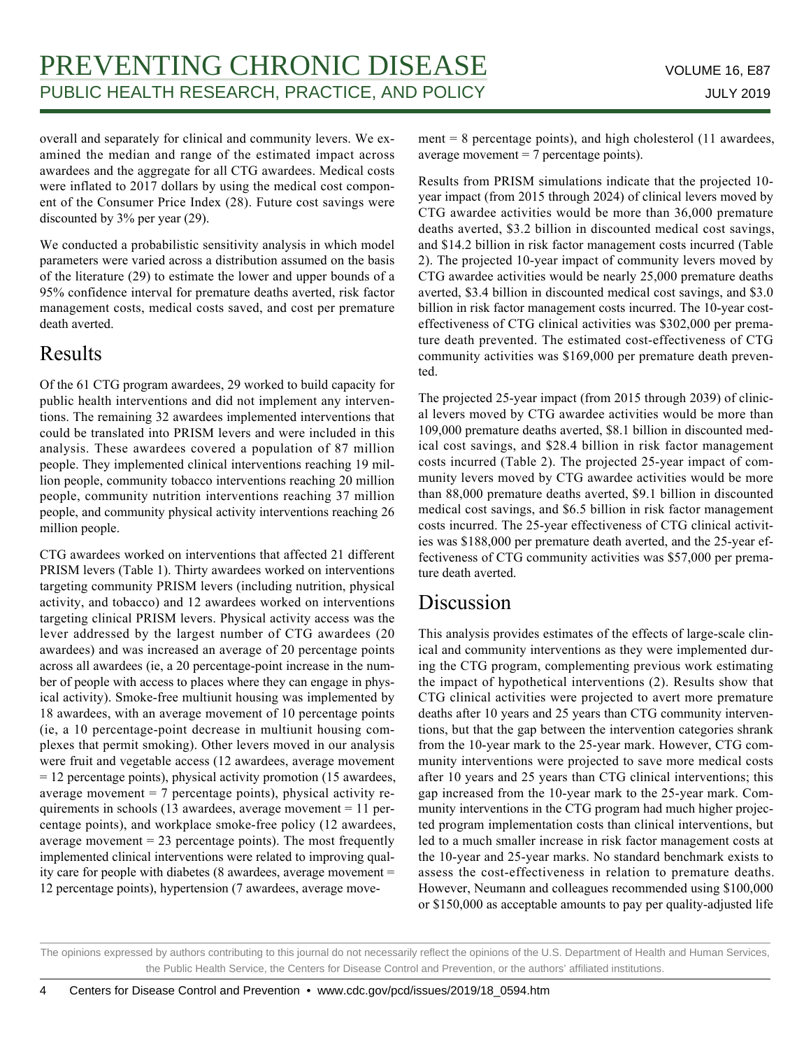overall and separately for clinical and community levers. We examined the median and range of the estimated impact across awardees and the aggregate for all CTG awardees. Medical costs were inflated to 2017 dollars by using the medical cost component of the Consumer Price Index (28). Future cost savings were discounted by 3% per year (29).

We conducted a probabilistic sensitivity analysis in which model parameters were varied across a distribution assumed on the basis of the literature (29) to estimate the lower and upper bounds of a 95% confidence interval for premature deaths averted, risk factor management costs, medical costs saved, and cost per premature death averted.

## Results

Of the 61 CTG program awardees, 29 worked to build capacity for public health interventions and did not implement any interventions. The remaining 32 awardees implemented interventions that could be translated into PRISM levers and were included in this analysis. These awardees covered a population of 87 million people. They implemented clinical interventions reaching 19 million people, community tobacco interventions reaching 20 million people, community nutrition interventions reaching 37 million people, and community physical activity interventions reaching 26 million people.

CTG awardees worked on interventions that affected 21 different PRISM levers (Table 1). Thirty awardees worked on interventions targeting community PRISM levers (including nutrition, physical activity, and tobacco) and 12 awardees worked on interventions targeting clinical PRISM levers. Physical activity access was the lever addressed by the largest number of CTG awardees (20 awardees) and was increased an average of 20 percentage points across all awardees (ie, a 20 percentage-point increase in the number of people with access to places where they can engage in physical activity). Smoke-free multiunit housing was implemented by 18 awardees, with an average movement of 10 percentage points (ie, a 10 percentage-point decrease in multiunit housing complexes that permit smoking). Other levers moved in our analysis were fruit and vegetable access (12 awardees, average movement = 12 percentage points), physical activity promotion (15 awardees, average movement = 7 percentage points), physical activity requirements in schools (13 awardees, average movement = 11 percentage points), and workplace smoke-free policy (12 awardees, average movement = 23 percentage points). The most frequently implemented clinical interventions were related to improving quality care for people with diabetes (8 awardees, average movement = 12 percentage points), hypertension (7 awardees, average movement = 8 percentage points), and high cholesterol (11 awardees, average movement = 7 percentage points).

Results from PRISM simulations indicate that the projected 10-year impact (from 2015 through 2024) of clinical levers moved by CTG awardee activities would be more than 36,000 premature deaths averted, $3.2 billion in discounted medical cost savings, and $14.2 billion in risk factor management costs incurred (Table 2). The projected 10-year impact of community levers moved by CTG awardee activities would be nearly 25,000 premature deaths averted, $3.4 billion in discounted medical cost savings, and $3.0 billion in risk factor management costs incurred. The 10-year cost-effectiveness of CTG clinical activities was $302,000 per premature death prevented. The estimated cost-effectiveness of CTG community activities was $169,000 per premature death prevented.

The projected 25-year impact (from 2015 through 2039) of clinical levers moved by CTG awardee activities would be more than 109,000 premature deaths averted, $8.1 billion in discounted medical cost savings, and $28.4 billion in risk factor management costs incurred (Table 2). The projected 25-year impact of community levers moved by CTG awardee activities would be more than 88,000 premature deaths averted, $9.1 billion in discounted medical cost savings, and $6.5 billion in risk factor management costs incurred. The 25-year effectiveness of CTG clinical activities was $188,000 per premature death averted, and the 25-year effectiveness of CTG community activities was $57,000 per premature death averted.

## Discussion

This analysis provides estimates of the effects of large-scale clinical and community interventions as they were implemented during the CTG program, complementing previous work estimating the impact of hypothetical interventions (2). Results show that CTG clinical activities were projected to avert more premature deaths after 10 years and 25 years than CTG community interventions, but that the gap between the intervention categories shrank from the 10-year mark to the 25-year mark. However, CTG community interventions were projected to save more medical costs after 10 years and 25 years than CTG clinical interventions; this gap increased from the 10-year mark to the 25-year mark. Community interventions in the CTG program had much higher projected program implementation costs than clinical interventions, but led to a much smaller increase in risk factor management costs at the 10-year and 25-year marks. No standard benchmark exists to assess the cost-effectiveness in relation to premature deaths. However, Neumann and colleagues recommended using $100,000 or $150,000 as acceptable amounts to pay per quality-adjusted life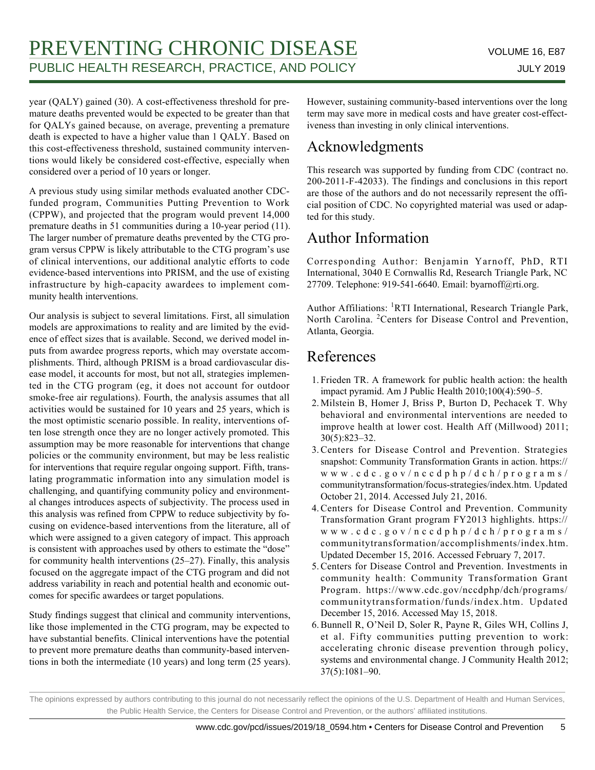year (QALY) gained (30). A cost-effectiveness threshold for premature deaths prevented would be expected to be greater than that for QALYs gained because, on average, preventing a premature death is expected to have a higher value than 1 QALY. Based on this cost-effectiveness threshold, sustained community interventions would likely be considered cost-effective, especially when considered over a period of 10 years or longer.

A previous study using similar methods evaluated another CDC-funded program, Communities Putting Prevention to Work (CPPW), and projected that the program would prevent 14,000 premature deaths in 51 communities during a 10-year period (11). The larger number of premature deaths prevented by the CTG program versus CPPW is likely attributable to the CTG program's use of clinical interventions, our additional analytic efforts to code evidence-based interventions into PRISM, and the use of existing infrastructure by high-capacity awardees to implement community health interventions.

Our analysis is subject to several limitations. First, all simulation models are approximations to reality and are limited by the evidence of effect sizes that is available. Second, we derived model inputs from awardee progress reports, which may overstate accomplishments. Third, although PRISM is a broad cardiovascular disease model, it accounts for most, but not all, strategies implemented in the CTG program (eg, it does not account for outdoor smoke-free air regulations). Fourth, the analysis assumes that all activities would be sustained for 10 years and 25 years, which is the most optimistic scenario possible. In reality, interventions often lose strength once they are no longer actively promoted. This assumption may be more reasonable for interventions that change policies or the community environment, but may be less realistic for interventions that require regular ongoing support. Fifth, translating programmatic information into any simulation model is challenging, and quantifying community policy and environmental changes introduces aspects of subjectivity. The process used in this analysis was refined from CPPW to reduce subjectivity by focusing on evidence-based interventions from the literature, all of which were assigned to a given category of impact. This approach is consistent with approaches used by others to estimate the "dose" for community health interventions (25–27). Finally, this analysis focused on the aggregate impact of the CTG program and did not address variability in reach and potential health and economic outcomes for specific awardees or target populations.

Study findings suggest that clinical and community interventions, like those implemented in the CTG program, may be expected to have substantial benefits. Clinical interventions have the potential to prevent more premature deaths than community-based interventions in both the intermediate (10 years) and long term (25 years). However, sustaining community-based interventions over the long term may save more in medical costs and have greater cost-effectiveness than investing in only clinical interventions.

## Acknowledgments

This research was supported by funding from CDC (contract no. 200-2011-F-42033). The findings and conclusions in this report are those of the authors and do not necessarily represent the official position of CDC. No copyrighted material was used or adapted for this study.

## Author Information

Corresponding Author: Benjamin Yarnoff, PhD, RTI International, 3040 E Cornwallis Rd, Research Triangle Park, NC 27709. Telephone: 919-541-6640. Email: byarnoff@rti.org.

Author Affiliations: [1]RTI International, Research Triangle Park, North Carolina. [2]Centers for Disease Control and Prevention, Atlanta, Georgia.

## References

1. Frieden TR. A framework for public health action: the health impact pyramid. Am J Public Health 2010;100(4):590–5.
2. Milstein B, Homer J, Briss P, Burton D, Pechacek T. Why behavioral and environmental interventions are needed to improve health at lower cost. Health Aff (Millwood) 2011; 30(5):823–32.
3. Centers for Disease Control and Prevention. Strategies snapshot: Community Transformation Grants in action. https://www.cdc.gov/nccdphp/dch/programs/communitytransformation/focus-strategies/index.htm. Updated October 21, 2014. Accessed July 21, 2016.
4. Centers for Disease Control and Prevention. Community Transformation Grant program FY2013 highlights. https://www.cdc.gov/nccdphp/dch/programs/communitytransformation/accomplishments/index.htm. Updated December 15, 2016. Accessed February 7, 2017.
5. Centers for Disease Control and Prevention. Investments in community health: Community Transformation Grant Program. https://www.cdc.gov/nccdphp/dch/programs/communitytransformation/funds/index.htm. Updated December 15, 2016. Accessed May 15, 2018.
6. Bunnell R, O'Neil D, Soler R, Payne R, Giles WH, Collins J, et al. Fifty communities putting prevention to work: accelerating chronic disease prevention through policy, systems and environmental change. J Community Health 2012; 37(5):1081–90.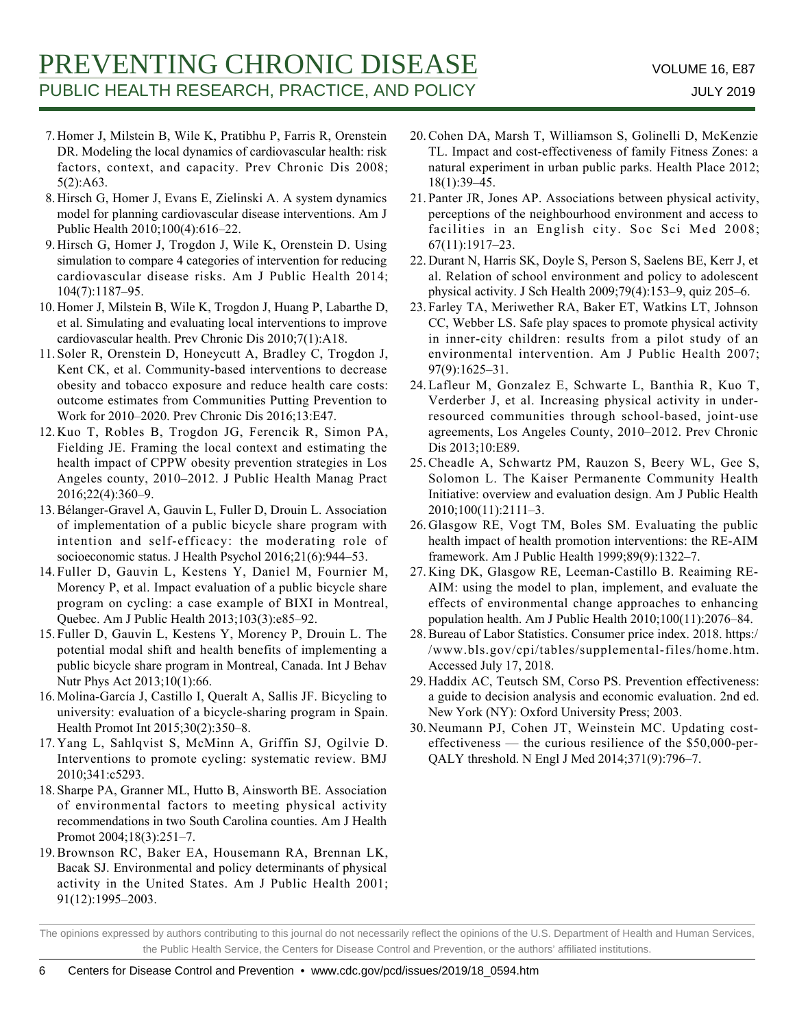7. Homer J, Milstein B, Wile K, Pratibhu P, Farris R, Orenstein DR. Modeling the local dynamics of cardiovascular health: risk factors, context, and capacity. Prev Chronic Dis 2008; 5(2):A63.
8. Hirsch G, Homer J, Evans E, Zielinski A. A system dynamics model for planning cardiovascular disease interventions. Am J Public Health 2010;100(4):616–22.
9. Hirsch G, Homer J, Trogdon J, Wile K, Orenstein D. Using simulation to compare 4 categories of intervention for reducing cardiovascular disease risks. Am J Public Health 2014; 104(7):1187–95.
10. Homer J, Milstein B, Wile K, Trogdon J, Huang P, Labarthe D, et al. Simulating and evaluating local interventions to improve cardiovascular health. Prev Chronic Dis 2010;7(1):A18.
11. Soler R, Orenstein D, Honeycutt A, Bradley C, Trogdon J, Kent CK, et al. Community-based interventions to decrease obesity and tobacco exposure and reduce health care costs: outcome estimates from Communities Putting Prevention to Work for 2010–2020. Prev Chronic Dis 2016;13:E47.
12. Kuo T, Robles B, Trogdon JG, Ferencik R, Simon PA, Fielding JE. Framing the local context and estimating the health impact of CPPW obesity prevention strategies in Los Angeles county, 2010–2012. J Public Health Manag Pract 2016;22(4):360–9.
13. Bélanger-Gravel A, Gauvin L, Fuller D, Drouin L. Association of implementation of a public bicycle share program with intention and self-efficacy: the moderating role of socioeconomic status. J Health Psychol 2016;21(6):944–53.
14. Fuller D, Gauvin L, Kestens Y, Daniel M, Fournier M, Morency P, et al. Impact evaluation of a public bicycle share program on cycling: a case example of BIXI in Montreal, Quebec. Am J Public Health 2013;103(3):e85–92.
15. Fuller D, Gauvin L, Kestens Y, Morency P, Drouin L. The potential modal shift and health benefits of implementing a public bicycle share program in Montreal, Canada. Int J Behav Nutr Phys Act 2013;10(1):66.
16. Molina-García J, Castillo I, Queralt A, Sallis JF. Bicycling to university: evaluation of a bicycle-sharing program in Spain. Health Promot Int 2015;30(2):350–8.
17. Yang L, Sahlqvist S, McMinn A, Griffin SJ, Ogilvie D. Interventions to promote cycling: systematic review. BMJ 2010;341:c5293.
18. Sharpe PA, Granner ML, Hutto B, Ainsworth BE. Association of environmental factors to meeting physical activity recommendations in two South Carolina counties. Am J Health Promot 2004;18(3):251–7.
19. Brownson RC, Baker EA, Housemann RA, Brennan LK, Bacak SJ. Environmental and policy determinants of physical activity in the United States. Am J Public Health 2001; 91(12):1995–2003.
20. Cohen DA, Marsh T, Williamson S, Golinelli D, McKenzie TL. Impact and cost-effectiveness of family Fitness Zones: a natural experiment in urban public parks. Health Place 2012; 18(1):39–45.
21. Panter JR, Jones AP. Associations between physical activity, perceptions of the neighbourhood environment and access to facilities in an English city. Soc Sci Med 2008; 67(11):1917–23.
22. Durant N, Harris SK, Doyle S, Person S, Saelens BE, Kerr J, et al. Relation of school environment and policy to adolescent physical activity. J Sch Health 2009;79(4):153–9, quiz 205–6.
23. Farley TA, Meriwether RA, Baker ET, Watkins LT, Johnson CC, Webber LS. Safe play spaces to promote physical activity in inner-city children: results from a pilot study of an environmental intervention. Am J Public Health 2007; 97(9):1625–31.
24. Lafleur M, Gonzalez E, Schwarte L, Banthia R, Kuo T, Verderber J, et al. Increasing physical activity in under-resourced communities through school-based, joint-use agreements, Los Angeles County, 2010–2012. Prev Chronic Dis 2013;10:E89.
25. Cheadle A, Schwartz PM, Rauzon S, Beery WL, Gee S, Solomon L. The Kaiser Permanente Community Health Initiative: overview and evaluation design. Am J Public Health 2010;100(11):2111–3.
26. Glasgow RE, Vogt TM, Boles SM. Evaluating the public health impact of health promotion interventions: the RE-AIM framework. Am J Public Health 1999;89(9):1322–7.
27. King DK, Glasgow RE, Leeman-Castillo B. Reaiming RE-AIM: using the model to plan, implement, and evaluate the effects of environmental change approaches to enhancing population health. Am J Public Health 2010;100(11):2076–84.
28. Bureau of Labor Statistics. Consumer price index. 2018. https://www.bls.gov/cpi/tables/supplemental-files/home.htm. Accessed July 17, 2018.
29. Haddix AC, Teutsch SM, Corso PS. Prevention effectiveness: a guide to decision analysis and economic evaluation. 2nd ed. New York (NY): Oxford University Press; 2003.
30. Neumann PJ, Cohen JT, Weinstein MC. Updating cost-effectiveness — the curious resilience of the $50,000-per-QALY threshold. N Engl J Med 2014;371(9):796–7.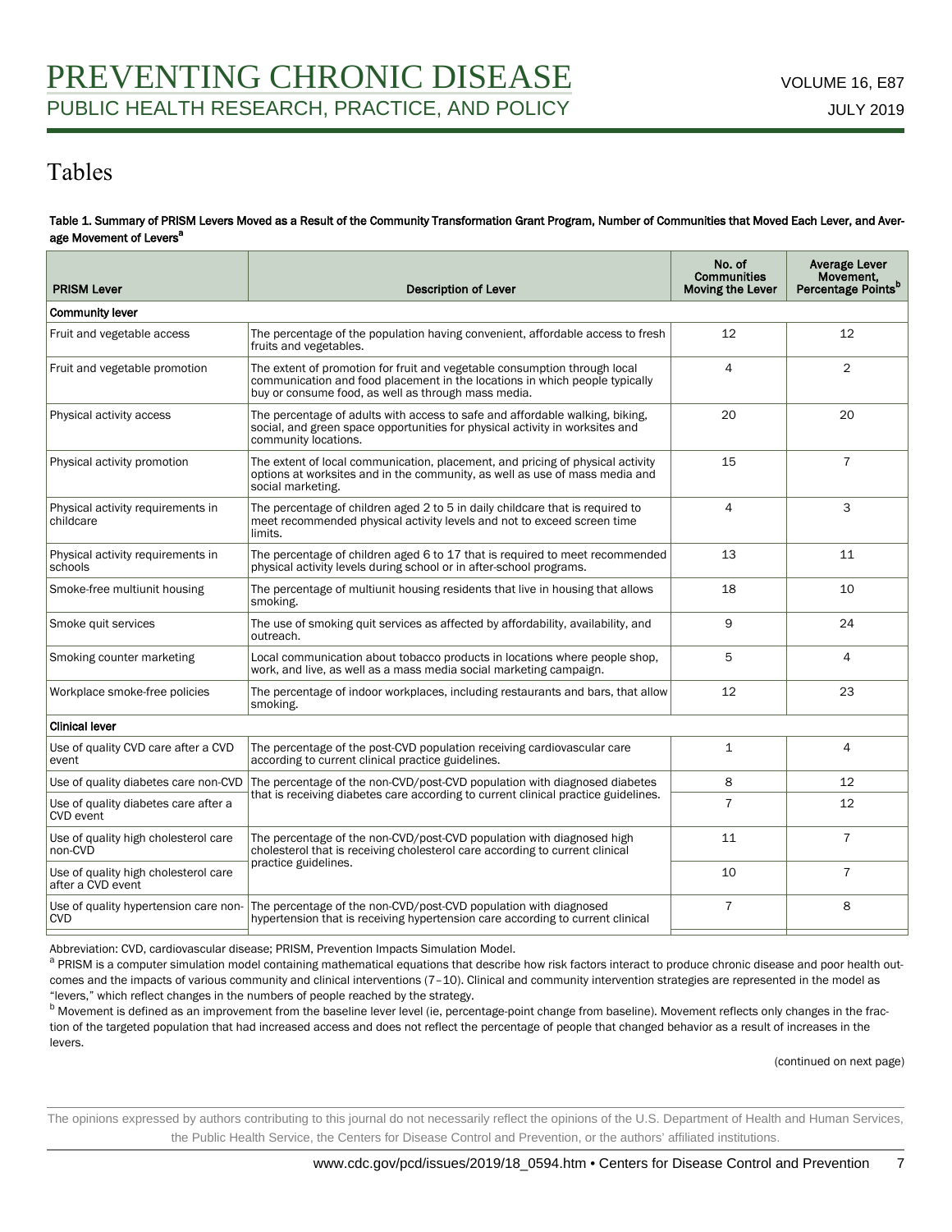# Tables

**Table 1. Summary of PRISM Levers Moved as a Result of the Community Transformation Grant Program, Number of Communities that Moved Each Lever, and Average Movement of Levers[a]**

| PRISM Lever | Description of Lever | No. of Communities Moving the Lever | Average Lever Movement, Percentage Points[b] |
|---|---|---|---|
| **Community lever** | | | |
| Fruit and vegetable access | The percentage of the population having convenient, affordable access to fresh fruits and vegetables. | 12 | 12 |
| Fruit and vegetable promotion | The extent of promotion for fruit and vegetable consumption through local communication and food placement in the locations in which people typically buy or consume food, as well as through mass media. | 4 | 2 |
| Physical activity access | The percentage of adults with access to safe and affordable walking, biking, social, and green space opportunities for physical activity in worksites and community locations. | 20 | 20 |
| Physical activity promotion | The extent of local communication, placement, and pricing of physical activity options at worksites and in the community, as well as use of mass media and social marketing. | 15 | 7 |
| Physical activity requirements in childcare | The percentage of children aged 2 to 5 in daily childcare that is required to meet recommended physical activity levels and not to exceed screen time limits. | 4 | 3 |
| Physical activity requirements in schools | The percentage of children aged 6 to 17 that is required to meet recommended physical activity levels during school or in after-school programs. | 13 | 11 |
| Smoke-free multiunit housing | The percentage of multiunit housing residents that live in housing that allows smoking. | 18 | 10 |
| Smoke quit services | The use of smoking quit services as affected by affordability, availability, and outreach. | 9 | 24 |
| Smoking counter marketing | Local communication about tobacco products in locations where people shop, work, and live, as well as a mass media social marketing campaign. | 5 | 4 |
| Workplace smoke-free policies | The percentage of indoor workplaces, including restaurants and bars, that allow smoking. | 12 | 23 |
| **Clinical lever** | | | |
| Use of quality CVD care after a CVD event | The percentage of the post-CVD population receiving cardiovascular care according to current clinical practice guidelines. | 1 | 4 |
| Use of quality diabetes care non-CVD | The percentage of the non-CVD/post-CVD population with diagnosed diabetes that is receiving diabetes care according to current clinical practice guidelines. | 8 | 12 |
| Use of quality diabetes care after a CVD event | | 7 | 12 |
| Use of quality high cholesterol care non-CVD | The percentage of the non-CVD/post-CVD population with diagnosed high cholesterol that is receiving cholesterol care according to current clinical practice guidelines. | 11 | 7 |
| Use of quality high cholesterol care after a CVD event | | 10 | 7 |
| Use of quality hypertension care non-CVD | The percentage of the non-CVD/post-CVD population with diagnosed hypertension that is receiving hypertension care according to current clinical | 7 | 8 |

Abbreviation: CVD, cardiovascular disease; PRISM, Prevention Impacts Simulation Model.

[a] PRISM is a computer simulation model containing mathematical equations that describe how risk factors interact to produce chronic disease and poor health outcomes and the impacts of various community and clinical interventions (7–10). Clinical and community intervention strategies are represented in the model as "levers," which reflect changes in the numbers of people reached by the strategy.

[b] Movement is defined as an improvement from the baseline lever level (ie, percentage-point change from baseline). Movement reflects only changes in the fraction of the targeted population that had increased access and does not reflect the percentage of people that changed behavior as a result of increases in the levers.

(continued on next page)

The opinions expressed by authors contributing to this journal do not necessarily reflect the opinions of the U.S. Department of Health and Human Services, the Public Health Service, the Centers for Disease Control and Prevention, or the authors' affiliated institutions.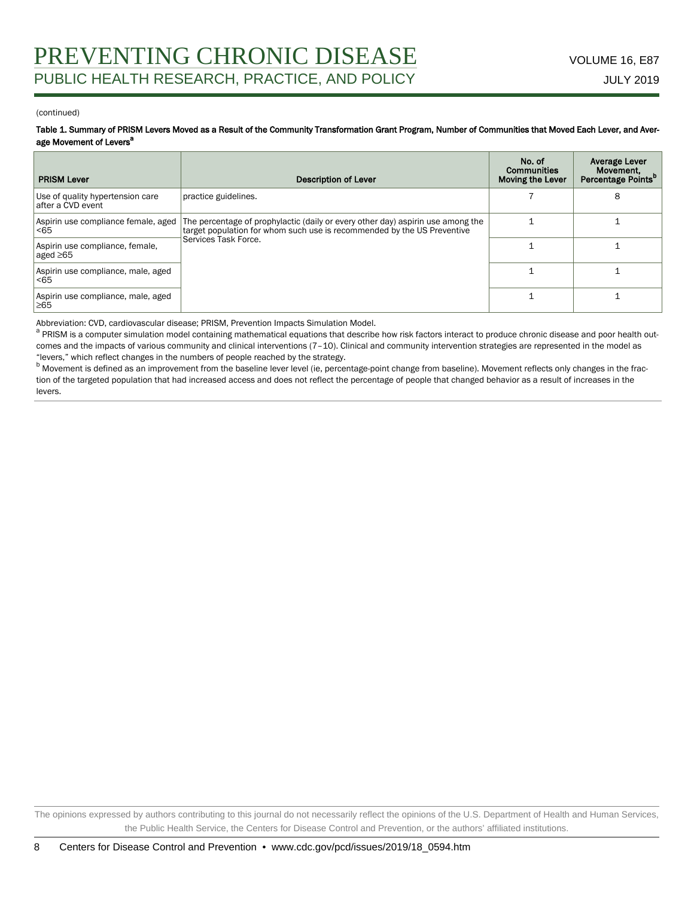(continued)

**Table 1. Summary of PRISM Levers Moved as a Result of the Community Transformation Grant Program, Number of Communities that Moved Each Lever, and Average Movement of Levers[a]**

| PRISM Lever | Description of Lever | No. of Communities Moving the Lever | Average Lever Movement, Percentage Points[b] |
|---|---|---|---|
| Use of quality hypertension care after a CVD event | practice guidelines. | 7 | 8 |
| Aspirin use compliance female, aged <65 | The percentage of prophylactic (daily or every other day) aspirin use among the target population for whom such use is recommended by the US Preventive Services Task Force. | 1 | 1 |
| Aspirin use compliance, female, aged ≥65 | | 1 | 1 |
| Aspirin use compliance, male, aged <65 | | 1 | 1 |
| Aspirin use compliance, male, aged ≥65 | | 1 | 1 |

Abbreviation: CVD, cardiovascular disease; PRISM, Prevention Impacts Simulation Model.

[a] PRISM is a computer simulation model containing mathematical equations that describe how risk factors interact to produce chronic disease and poor health outcomes and the impacts of various community and clinical interventions (7–10). Clinical and community intervention strategies are represented in the model as "levers," which reflect changes in the numbers of people reached by the strategy.

[b] Movement is defined as an improvement from the baseline lever level (ie, percentage-point change from baseline). Movement reflects only changes in the fraction of the targeted population that had increased access and does not reflect the percentage of people that changed behavior as a result of increases in the levers.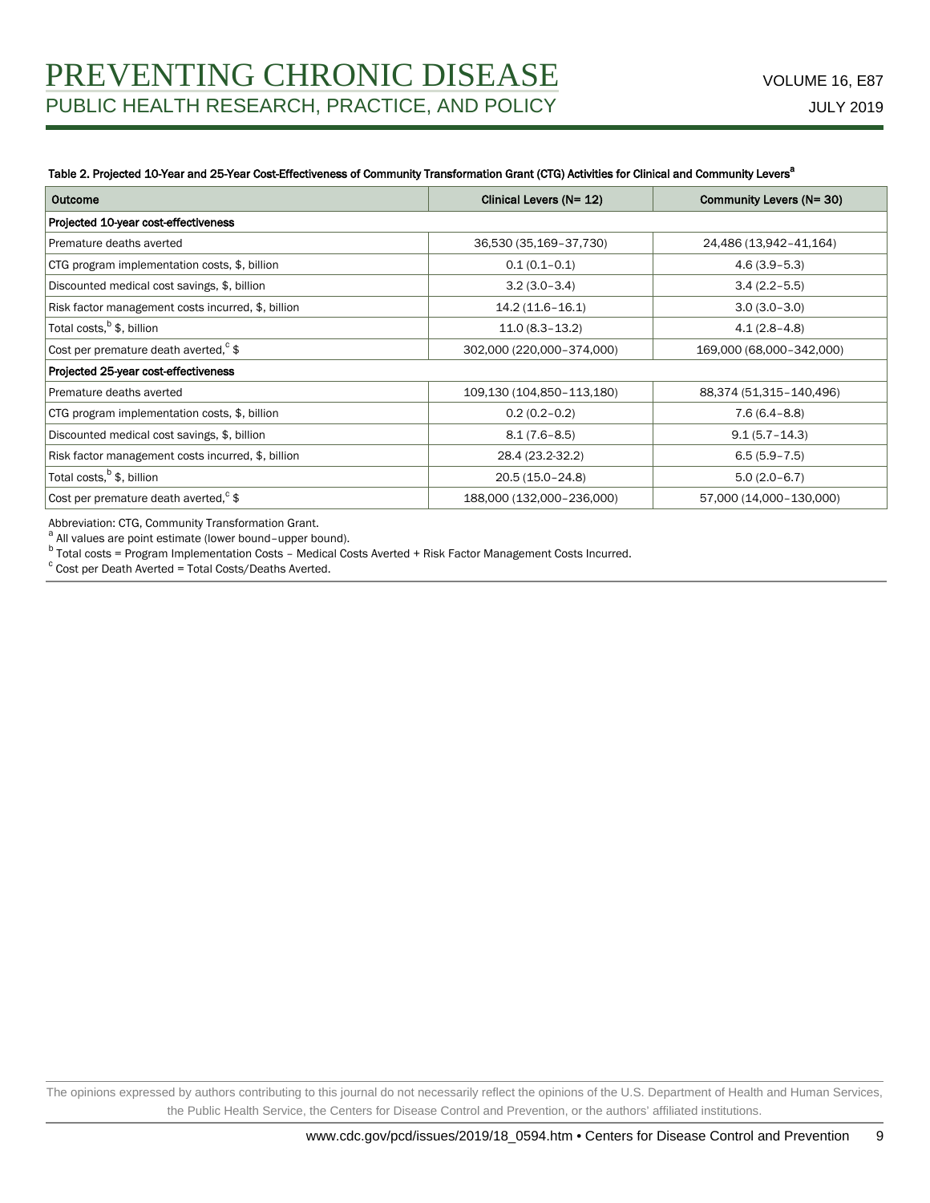Table 2. Projected 10-Year and 25-Year Cost-Effectiveness of Community Transformation Grant (CTG) Activities for Clinical and Community Levers[a]

| Outcome | Clinical Levers (N= 12) | Community Levers (N= 30) |
| --- | --- | --- |
| **Projected 10-year cost-effectiveness** | | |
| Premature deaths averted | 36,530 (35,169–37,730) | 24,486 (13,942–41,164) |
| CTG program implementation costs, $, billion | 0.1 (0.1–0.1) | 4.6 (3.9–5.3) |
| Discounted medical cost savings, $, billion | 3.2 (3.0–3.4) | 3.4 (2.2–5.5) |
| Risk factor management costs incurred, $, billion | 14.2 (11.6–16.1) | 3.0 (3.0–3.0) |
| Total costs,[b] $, billion | 11.0 (8.3–13.2) | 4.1 (2.8–4.8) |
| Cost per premature death averted,[c] $ | 302,000 (220,000–374,000) | 169,000 (68,000–342,000) |
| **Projected 25-year cost-effectiveness** | | |
| Premature deaths averted | 109,130 (104,850–113,180) | 88,374 (51,315–140,496) |
| CTG program implementation costs, $, billion | 0.2 (0.2–0.2) | 7.6 (6.4–8.8) |
| Discounted medical cost savings, $, billion | 8.1 (7.6–8.5) | 9.1 (5.7–14.3) |
| Risk factor management costs incurred, $, billion | 28.4 (23.2-32.2) | 6.5 (5.9–7.5) |
| Total costs,[b] $, billion | 20.5 (15.0–24.8) | 5.0 (2.0–6.7) |
| Cost per premature death averted,[c] $ | 188,000 (132,000–236,000) | 57,000 (14,000–130,000) |

Abbreviation: CTG, Community Transformation Grant.
[a] All values are point estimate (lower bound–upper bound).
[b] Total costs = Program Implementation Costs – Medical Costs Averted + Risk Factor Management Costs Incurred.
[c] Cost per Death Averted = Total Costs/Deaths Averted.

The opinions expressed by authors contributing to this journal do not necessarily reflect the opinions of the U.S. Department of Health and Human Services, the Public Health Service, the Centers for Disease Control and Prevention, or the authors' affiliated institutions.